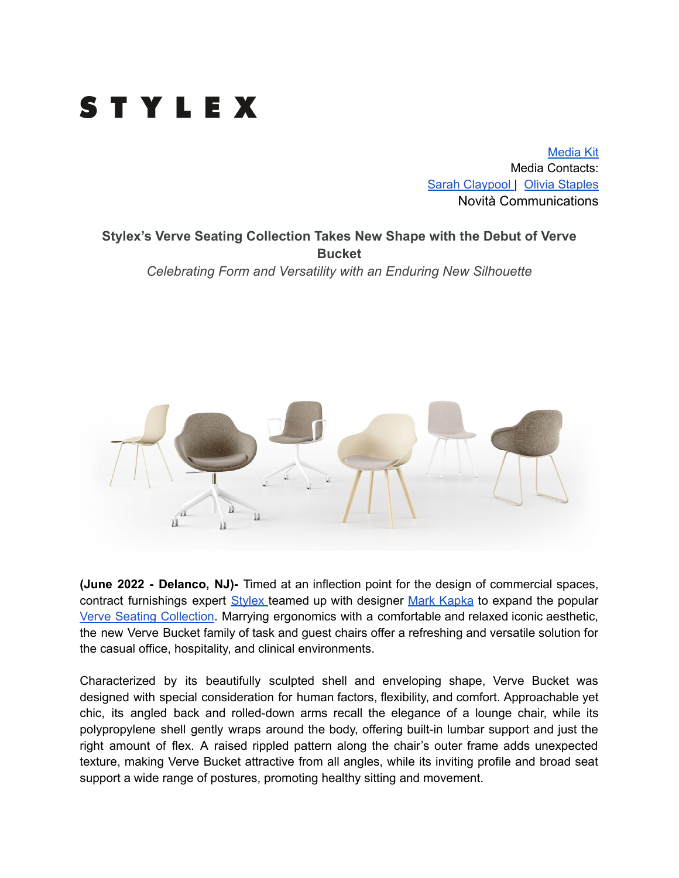# STYLEX

Media Kit
Media Contacts:
Sarah Claypool | Olivia Staples
Novità Communications

## Stylex's Verve Seating Collection Takes New Shape with the Debut of Verve Bucket

*Celebrating Form and Versatility with an Enduring New Silhouette*

**(June 2022 - Delanco, NJ)-** Timed at an inflection point for the design of commercial spaces, contract furnishings expert Stylex teamed up with designer Mark Kapka to expand the popular Verve Seating Collection. Marrying ergonomics with a comfortable and relaxed iconic aesthetic, the new Verve Bucket family of task and guest chairs offer a refreshing and versatile solution for the casual office, hospitality, and clinical environments.

Characterized by its beautifully sculpted shell and enveloping shape, Verve Bucket was designed with special consideration for human factors, flexibility, and comfort. Approachable yet chic, its angled back and rolled-down arms recall the elegance of a lounge chair, while its polypropylene shell gently wraps around the body, offering built-in lumbar support and just the right amount of flex. A raised rippled pattern along the chair's outer frame adds unexpected texture, making Verve Bucket attractive from all angles, while its inviting profile and broad seat support a wide range of postures, promoting healthy sitting and movement.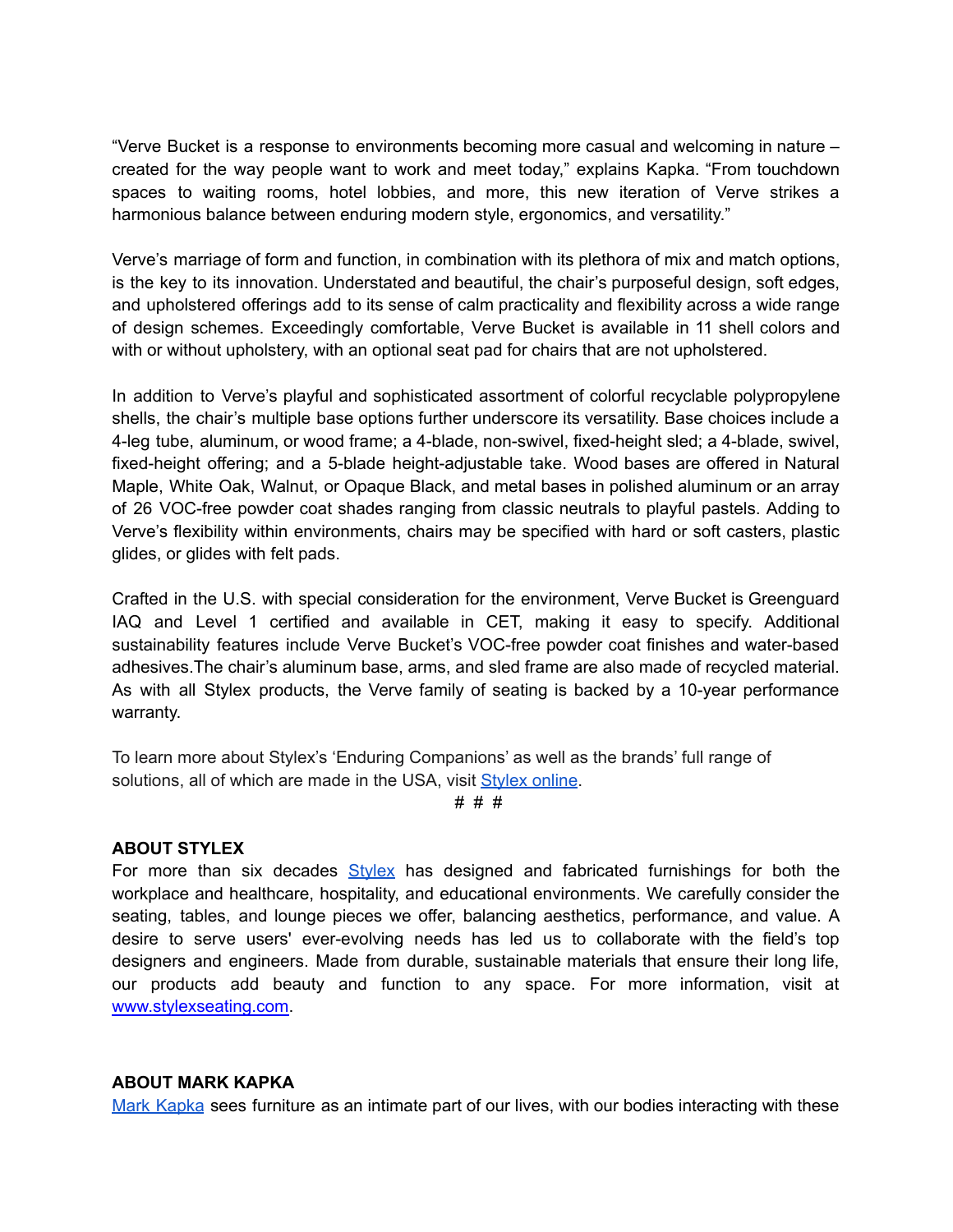"Verve Bucket is a response to environments becoming more casual and welcoming in nature – created for the way people want to work and meet today," explains Kapka. "From touchdown spaces to waiting rooms, hotel lobbies, and more, this new iteration of Verve strikes a harmonious balance between enduring modern style, ergonomics, and versatility."

Verve's marriage of form and function, in combination with its plethora of mix and match options, is the key to its innovation. Understated and beautiful, the chair's purposeful design, soft edges, and upholstered offerings add to its sense of calm practicality and flexibility across a wide range of design schemes. Exceedingly comfortable, Verve Bucket is available in 11 shell colors and with or without upholstery, with an optional seat pad for chairs that are not upholstered.

In addition to Verve's playful and sophisticated assortment of colorful recyclable polypropylene shells, the chair's multiple base options further underscore its versatility. Base choices include a 4-leg tube, aluminum, or wood frame; a 4-blade, non-swivel, fixed-height sled; a 4-blade, swivel, fixed-height offering; and a 5-blade height-adjustable take. Wood bases are offered in Natural Maple, White Oak, Walnut, or Opaque Black, and metal bases in polished aluminum or an array of 26 VOC-free powder coat shades ranging from classic neutrals to playful pastels. Adding to Verve's flexibility within environments, chairs may be specified with hard or soft casters, plastic glides, or glides with felt pads.

Crafted in the U.S. with special consideration for the environment, Verve Bucket is Greenguard IAQ and Level 1 certified and available in CET, making it easy to specify. Additional sustainability features include Verve Bucket's VOC-free powder coat finishes and water-based adhesives.The chair's aluminum base, arms, and sled frame are also made of recycled material. As with all Stylex products, the Verve family of seating is backed by a 10-year performance warranty.

To learn more about Stylex's 'Enduring Companions' as well as the brands' full range of solutions, all of which are made in the USA, visit Stylex online.

# # #

**ABOUT STYLEX**

For more than six decades Stylex has designed and fabricated furnishings for both the workplace and healthcare, hospitality, and educational environments. We carefully consider the seating, tables, and lounge pieces we offer, balancing aesthetics, performance, and value. A desire to serve users' ever-evolving needs has led us to collaborate with the field's top designers and engineers. Made from durable, sustainable materials that ensure their long life, our products add beauty and function to any space. For more information, visit at www.stylexseating.com.

**ABOUT MARK KAPKA**

Mark Kapka sees furniture as an intimate part of our lives, with our bodies interacting with these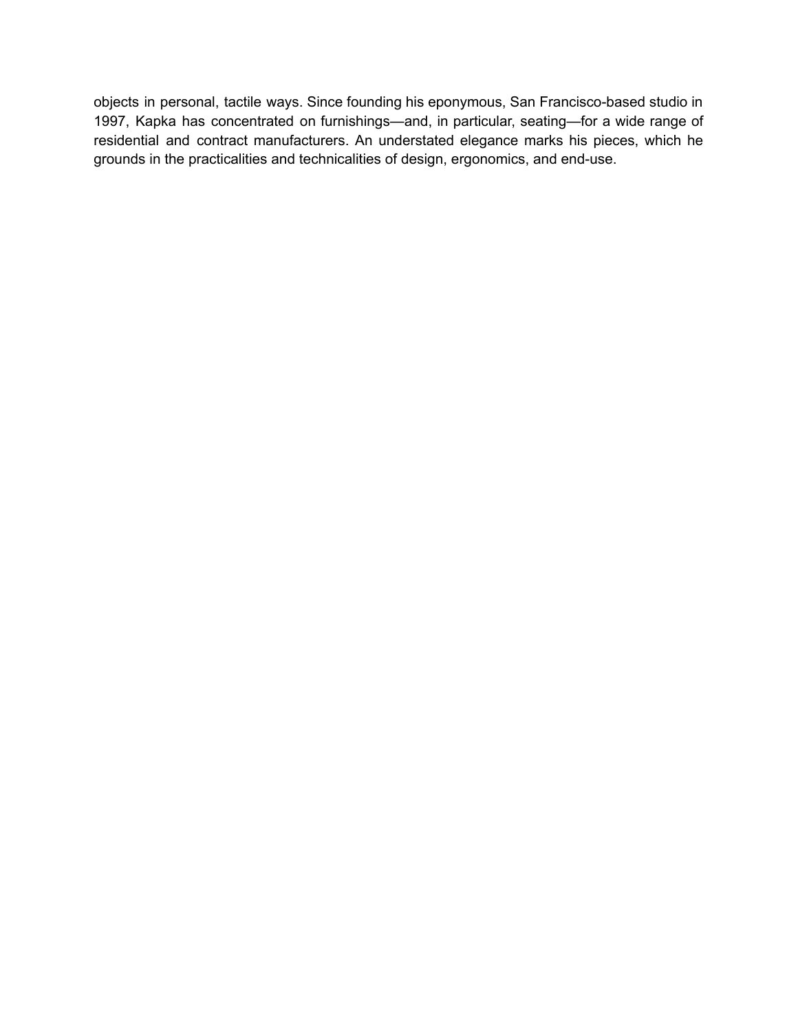objects in personal, tactile ways. Since founding his eponymous, San Francisco-based studio in 1997, Kapka has concentrated on furnishings—and, in particular, seating—for a wide range of residential and contract manufacturers. An understated elegance marks his pieces, which he grounds in the practicalities and technicalities of design, ergonomics, and end-use.